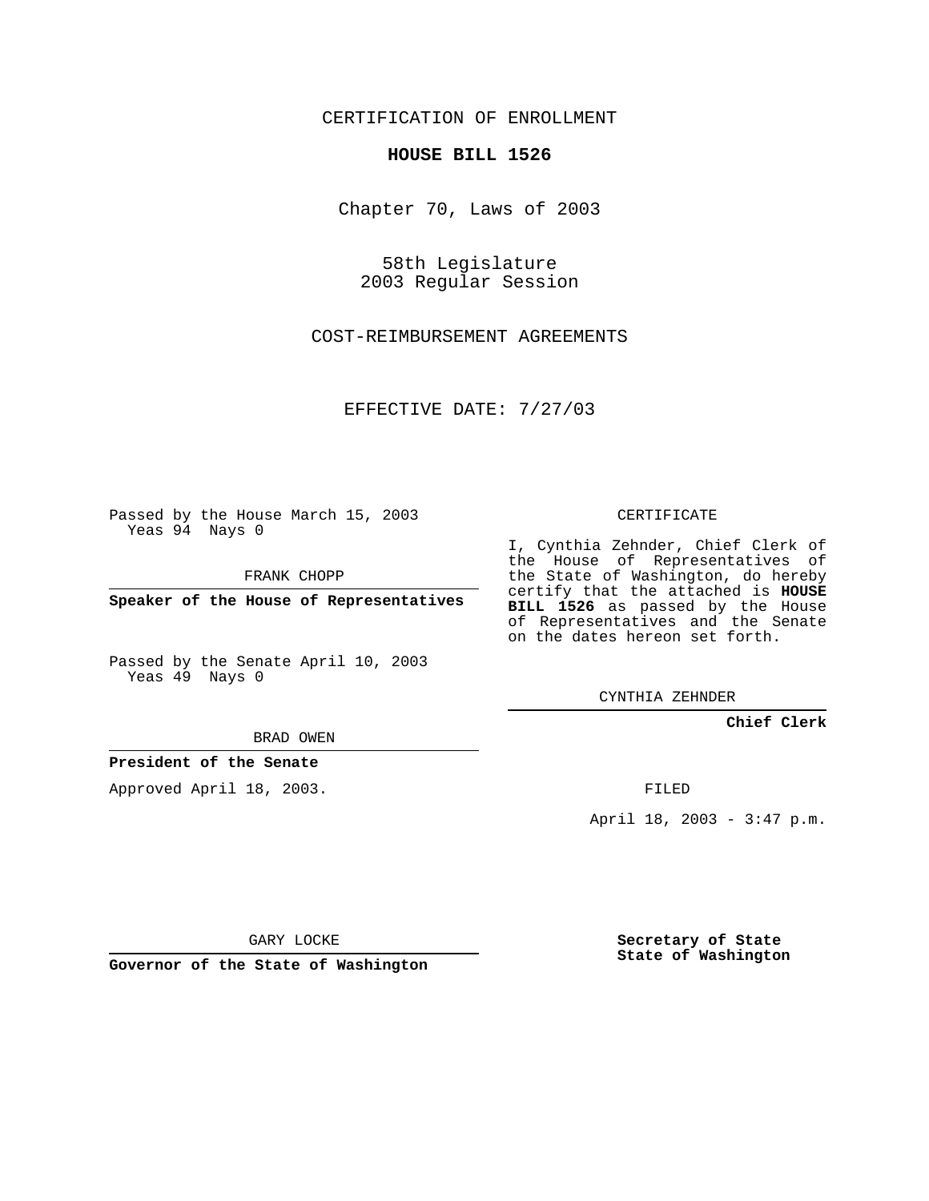CERTIFICATION OF ENROLLMENT

**HOUSE BILL 1526**

Chapter 70, Laws of 2003

58th Legislature
2003 Regular Session

COST-REIMBURSEMENT AGREEMENTS

EFFECTIVE DATE: 7/27/03

Passed by the House March 15, 2003
Yeas 94 Nays 0

FRANK CHOPP

**Speaker of the House of Representatives**

Passed by the Senate April 10, 2003
Yeas 49 Nays 0

BRAD OWEN

**President of the Senate**

Approved April 18, 2003.

GARY LOCKE

**Governor of the State of Washington**

CERTIFICATE

I, Cynthia Zehnder, Chief Clerk of the House of Representatives of the State of Washington, do hereby certify that the attached is **HOUSE BILL 1526** as passed by the House of Representatives and the Senate on the dates hereon set forth.

CYNTHIA ZEHNDER

**Chief Clerk**

FILED

April 18, 2003 - 3:47 p.m.

**Secretary of State**
**State of Washington**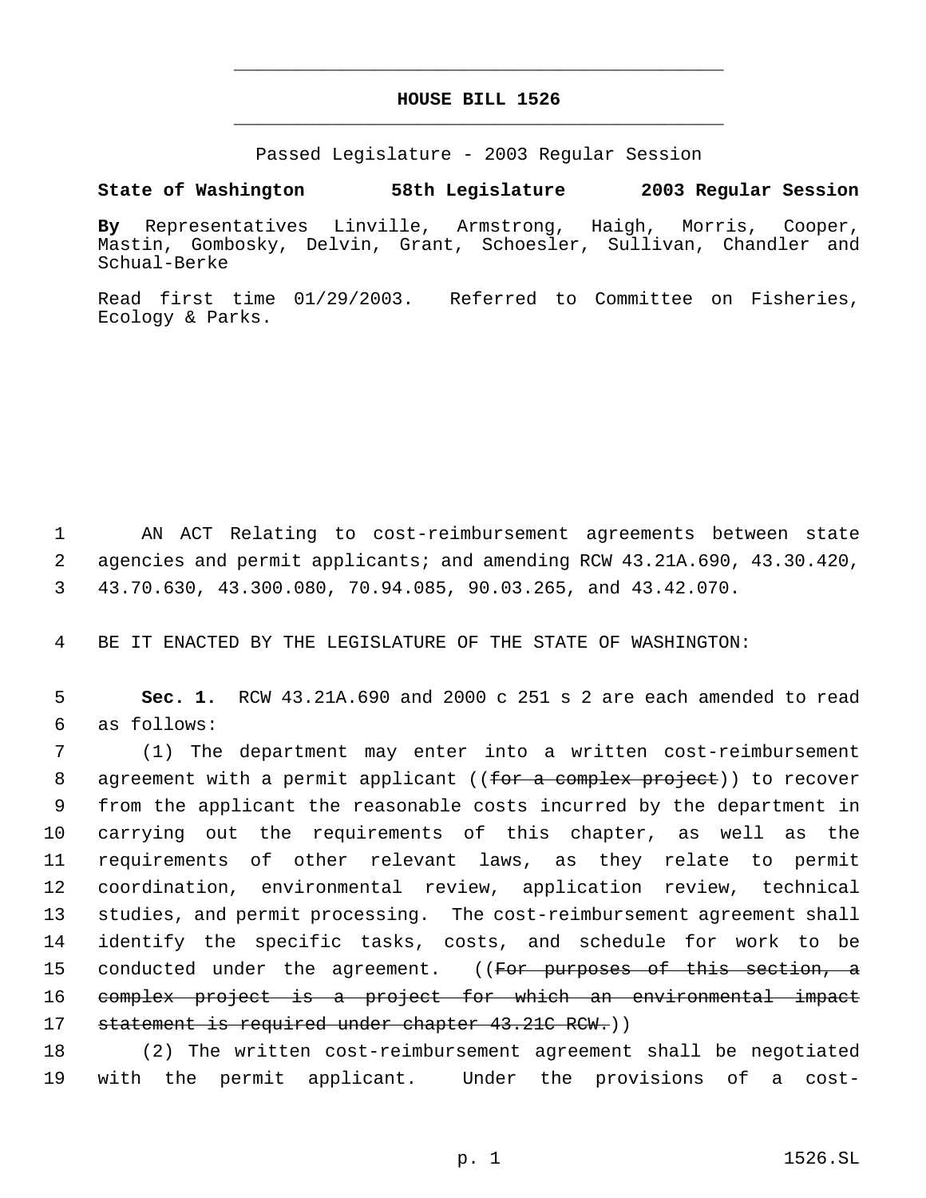# HOUSE BILL 1526

Passed Legislature - 2003 Regular Session

**State of Washington 58th Legislature 2003 Regular Session**

**By** Representatives Linville, Armstrong, Haigh, Morris, Cooper, Mastin, Gombosky, Delvin, Grant, Schoesler, Sullivan, Chandler and Schual-Berke

Read first time 01/29/2003. Referred to Committee on Fisheries, Ecology & Parks.

AN ACT Relating to cost-reimbursement agreements between state agencies and permit applicants; and amending RCW 43.21A.690, 43.30.420, 43.70.630, 43.300.080, 70.94.085, 90.03.265, and 43.42.070.

BE IT ENACTED BY THE LEGISLATURE OF THE STATE OF WASHINGTON:

**Sec. 1.** RCW 43.21A.690 and 2000 c 251 s 2 are each amended to read as follows:

(1) The department may enter into a written cost-reimbursement agreement with a permit applicant ((~~for a complex project~~)) to recover from the applicant the reasonable costs incurred by the department in carrying out the requirements of this chapter, as well as the requirements of other relevant laws, as they relate to permit coordination, environmental review, application review, technical studies, and permit processing. The cost-reimbursement agreement shall identify the specific tasks, costs, and schedule for work to be conducted under the agreement. ((~~For purposes of this section, a complex project is a project for which an environmental impact statement is required under chapter 43.21C RCW.~~))

(2) The written cost-reimbursement agreement shall be negotiated with the permit applicant. Under the provisions of a cost-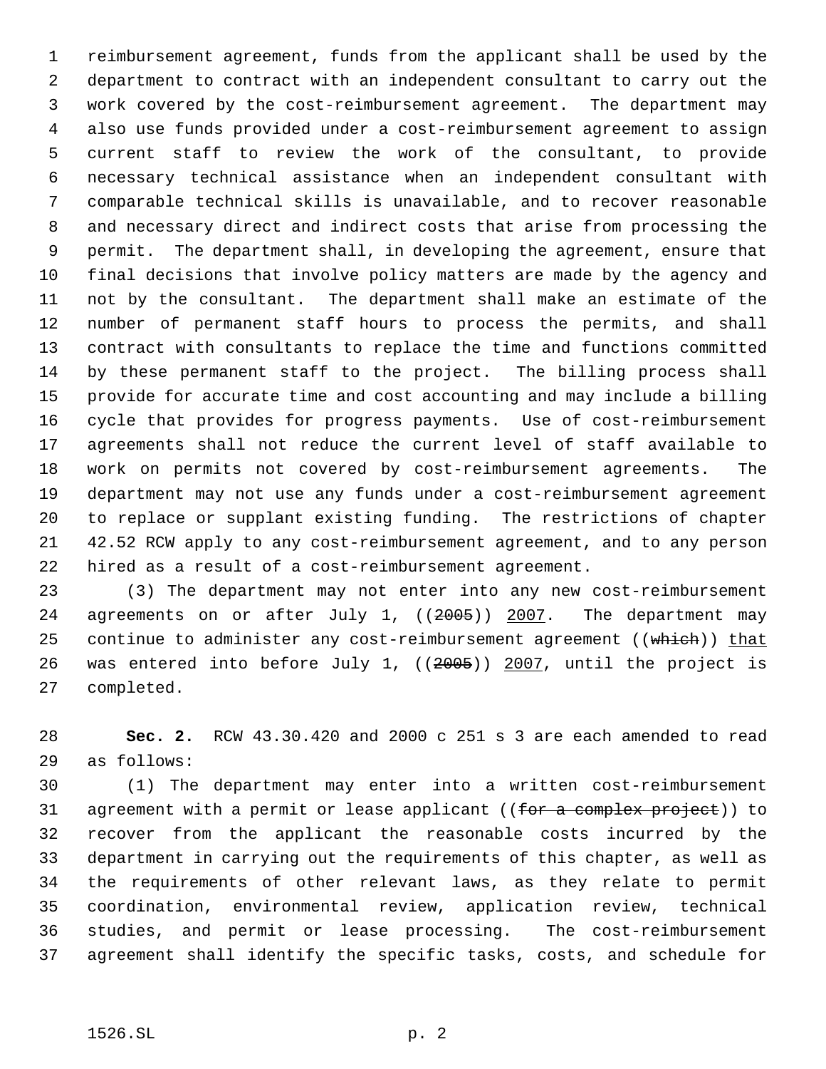reimbursement agreement, funds from the applicant shall be used by the department to contract with an independent consultant to carry out the work covered by the cost-reimbursement agreement. The department may also use funds provided under a cost-reimbursement agreement to assign current staff to review the work of the consultant, to provide necessary technical assistance when an independent consultant with comparable technical skills is unavailable, and to recover reasonable and necessary direct and indirect costs that arise from processing the permit. The department shall, in developing the agreement, ensure that final decisions that involve policy matters are made by the agency and not by the consultant. The department shall make an estimate of the number of permanent staff hours to process the permits, and shall contract with consultants to replace the time and functions committed by these permanent staff to the project. The billing process shall provide for accurate time and cost accounting and may include a billing cycle that provides for progress payments. Use of cost-reimbursement agreements shall not reduce the current level of staff available to work on permits not covered by cost-reimbursement agreements. The department may not use any funds under a cost-reimbursement agreement to replace or supplant existing funding. The restrictions of chapter 42.52 RCW apply to any cost-reimbursement agreement, and to any person hired as a result of a cost-reimbursement agreement.

(3) The department may not enter into any new cost-reimbursement agreements on or after July 1, ((~~2005~~)) <u>2007</u>. The department may continue to administer any cost-reimbursement agreement ((~~which~~)) <u>that</u> was entered into before July 1, ((~~2005~~)) <u>2007</u>, until the project is completed.

**Sec. 2.** RCW 43.30.420 and 2000 c 251 s 3 are each amended to read as follows:

(1) The department may enter into a written cost-reimbursement agreement with a permit or lease applicant ((~~for a complex project~~)) to recover from the applicant the reasonable costs incurred by the department in carrying out the requirements of this chapter, as well as the requirements of other relevant laws, as they relate to permit coordination, environmental review, application review, technical studies, and permit or lease processing. The cost-reimbursement agreement shall identify the specific tasks, costs, and schedule for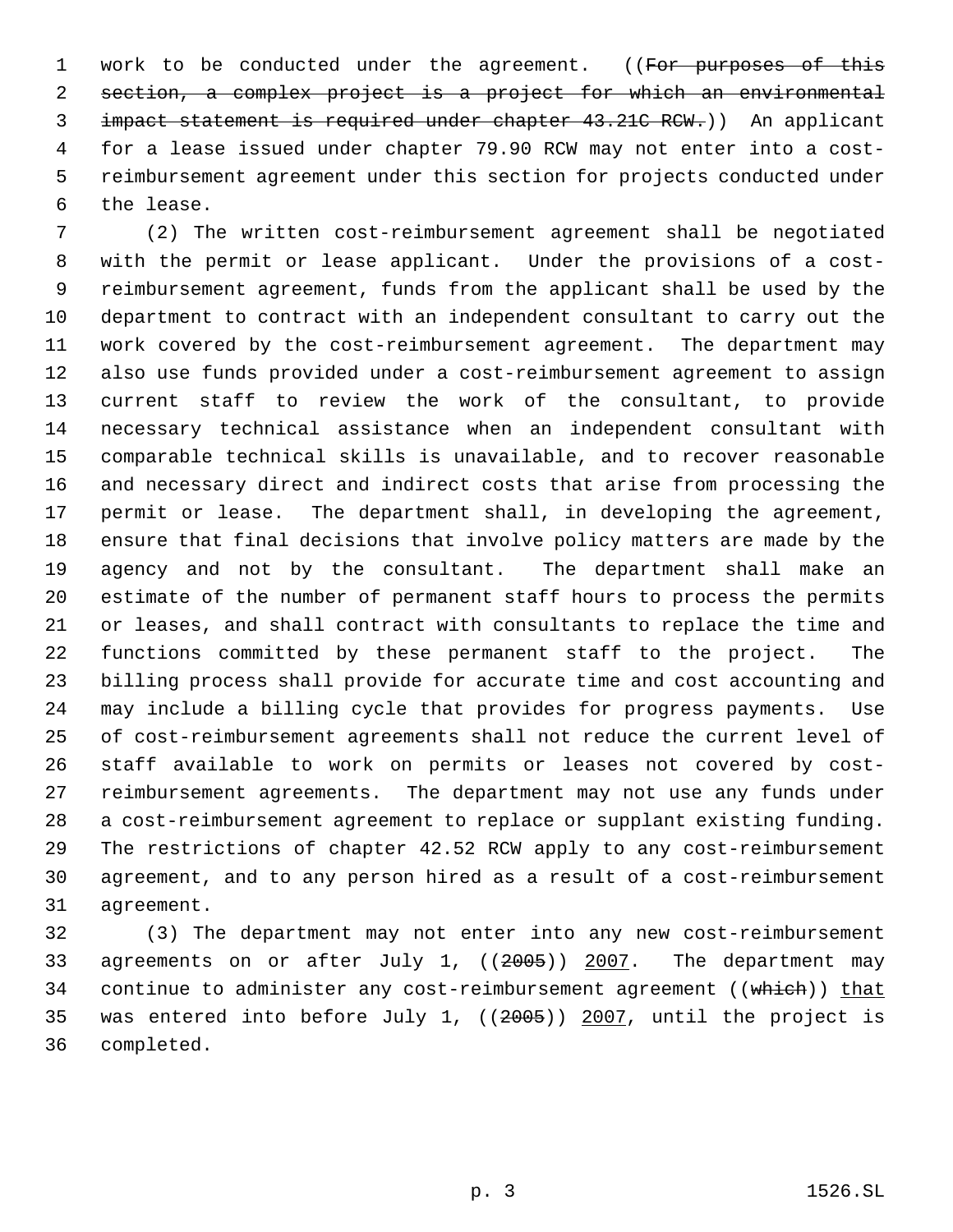work to be conducted under the agreement. ((~~For purposes of this section, a complex project is a project for which an environmental impact statement is required under chapter 43.21C RCW.~~)) An applicant for a lease issued under chapter 79.90 RCW may not enter into a cost-reimbursement agreement under this section for projects conducted under the lease.

(2) The written cost-reimbursement agreement shall be negotiated with the permit or lease applicant. Under the provisions of a cost-reimbursement agreement, funds from the applicant shall be used by the department to contract with an independent consultant to carry out the work covered by the cost-reimbursement agreement. The department may also use funds provided under a cost-reimbursement agreement to assign current staff to review the work of the consultant, to provide necessary technical assistance when an independent consultant with comparable technical skills is unavailable, and to recover reasonable and necessary direct and indirect costs that arise from processing the permit or lease. The department shall, in developing the agreement, ensure that final decisions that involve policy matters are made by the agency and not by the consultant. The department shall make an estimate of the number of permanent staff hours to process the permits or leases, and shall contract with consultants to replace the time and functions committed by these permanent staff to the project. The billing process shall provide for accurate time and cost accounting and may include a billing cycle that provides for progress payments. Use of cost-reimbursement agreements shall not reduce the current level of staff available to work on permits or leases not covered by cost-reimbursement agreements. The department may not use any funds under a cost-reimbursement agreement to replace or supplant existing funding. The restrictions of chapter 42.52 RCW apply to any cost-reimbursement agreement, and to any person hired as a result of a cost-reimbursement agreement.

(3) The department may not enter into any new cost-reimbursement agreements on or after July 1, ((~~2005~~)) <u>2007</u>. The department may continue to administer any cost-reimbursement agreement ((~~which~~)) <u>that</u> was entered into before July 1, ((~~2005~~)) <u>2007</u>, until the project is completed.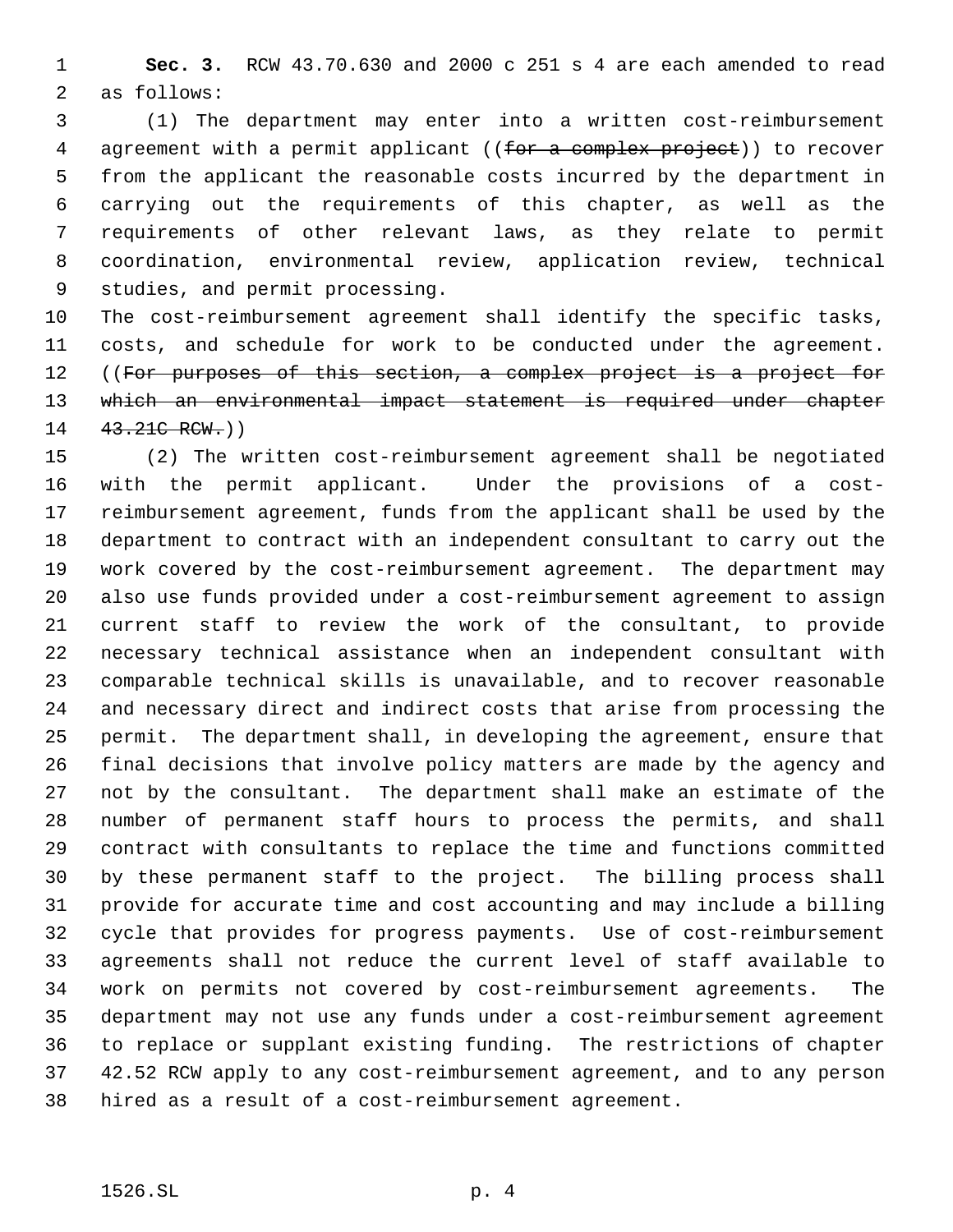**Sec. 3.** RCW 43.70.630 and 2000 c 251 s 4 are each amended to read as follows:

(1) The department may enter into a written cost-reimbursement agreement with a permit applicant ((~~for a complex project~~)) to recover from the applicant the reasonable costs incurred by the department in carrying out the requirements of this chapter, as well as the requirements of other relevant laws, as they relate to permit coordination, environmental review, application review, technical studies, and permit processing.

The cost-reimbursement agreement shall identify the specific tasks, costs, and schedule for work to be conducted under the agreement. ((~~For purposes of this section, a complex project is a project for which an environmental impact statement is required under chapter 43.21C RCW.~~))

(2) The written cost-reimbursement agreement shall be negotiated with the permit applicant. Under the provisions of a cost-reimbursement agreement, funds from the applicant shall be used by the department to contract with an independent consultant to carry out the work covered by the cost-reimbursement agreement. The department may also use funds provided under a cost-reimbursement agreement to assign current staff to review the work of the consultant, to provide necessary technical assistance when an independent consultant with comparable technical skills is unavailable, and to recover reasonable and necessary direct and indirect costs that arise from processing the permit. The department shall, in developing the agreement, ensure that final decisions that involve policy matters are made by the agency and not by the consultant. The department shall make an estimate of the number of permanent staff hours to process the permits, and shall contract with consultants to replace the time and functions committed by these permanent staff to the project. The billing process shall provide for accurate time and cost accounting and may include a billing cycle that provides for progress payments. Use of cost-reimbursement agreements shall not reduce the current level of staff available to work on permits not covered by cost-reimbursement agreements. The department may not use any funds under a cost-reimbursement agreement to replace or supplant existing funding. The restrictions of chapter 42.52 RCW apply to any cost-reimbursement agreement, and to any person hired as a result of a cost-reimbursement agreement.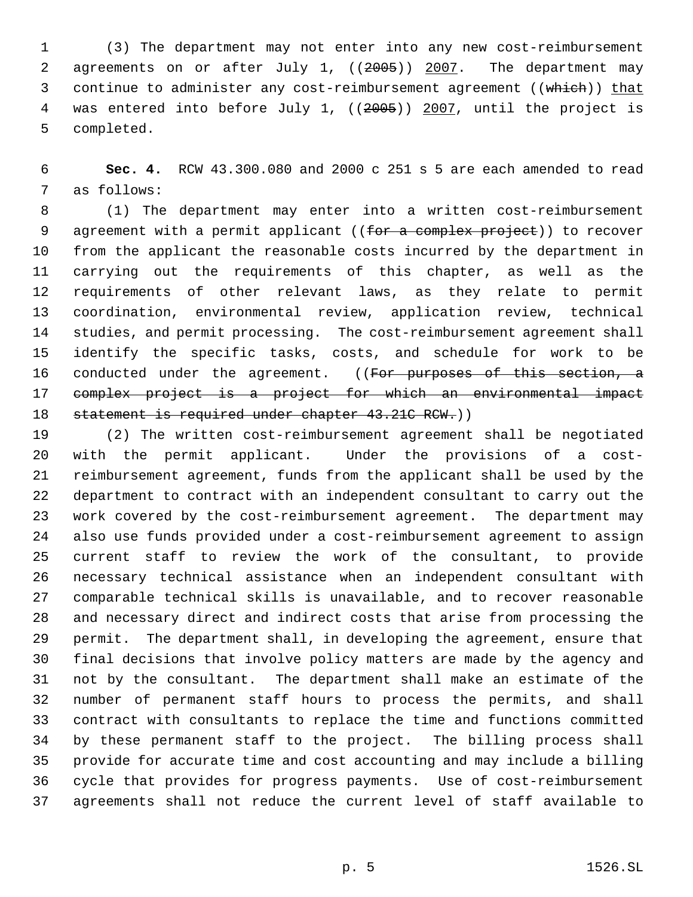(3) The department may not enter into any new cost-reimbursement agreements on or after July 1, ((~~2005~~)) <u>2007</u>. The department may continue to administer any cost-reimbursement agreement ((~~which~~)) <u>that</u> was entered into before July 1, ((~~2005~~)) <u>2007</u>, until the project is completed.

**Sec. 4.** RCW 43.300.080 and 2000 c 251 s 5 are each amended to read as follows:

(1) The department may enter into a written cost-reimbursement agreement with a permit applicant ((~~for a complex project~~)) to recover from the applicant the reasonable costs incurred by the department in carrying out the requirements of this chapter, as well as the requirements of other relevant laws, as they relate to permit coordination, environmental review, application review, technical studies, and permit processing. The cost-reimbursement agreement shall identify the specific tasks, costs, and schedule for work to be conducted under the agreement. ((~~For purposes of this section, a complex project is a project for which an environmental impact statement is required under chapter 43.21C RCW.~~))

(2) The written cost-reimbursement agreement shall be negotiated with the permit applicant. Under the provisions of a cost-reimbursement agreement, funds from the applicant shall be used by the department to contract with an independent consultant to carry out the work covered by the cost-reimbursement agreement. The department may also use funds provided under a cost-reimbursement agreement to assign current staff to review the work of the consultant, to provide necessary technical assistance when an independent consultant with comparable technical skills is unavailable, and to recover reasonable and necessary direct and indirect costs that arise from processing the permit. The department shall, in developing the agreement, ensure that final decisions that involve policy matters are made by the agency and not by the consultant. The department shall make an estimate of the number of permanent staff hours to process the permits, and shall contract with consultants to replace the time and functions committed by these permanent staff to the project. The billing process shall provide for accurate time and cost accounting and may include a billing cycle that provides for progress payments. Use of cost-reimbursement agreements shall not reduce the current level of staff available to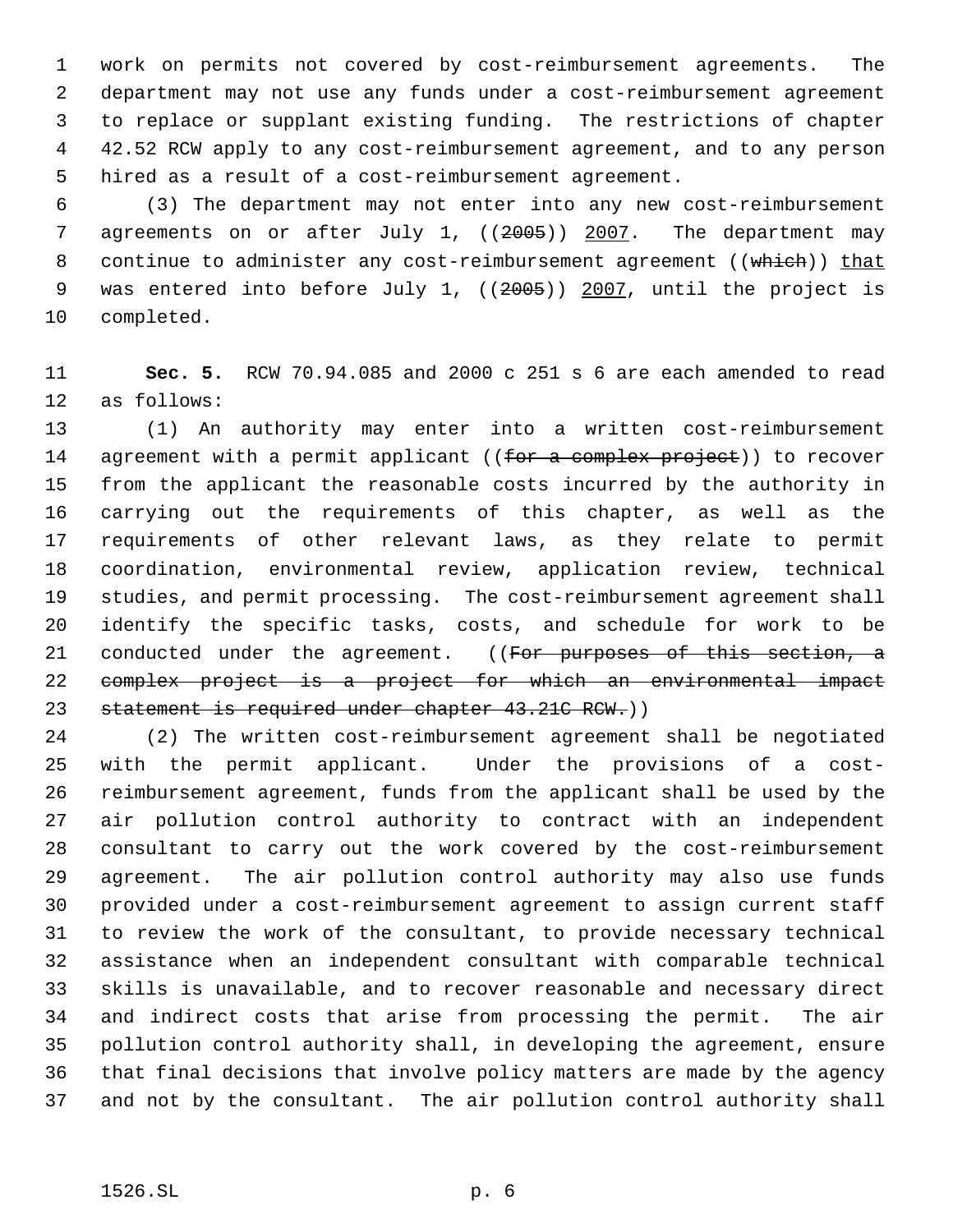work on permits not covered by cost-reimbursement agreements. The department may not use any funds under a cost-reimbursement agreement to replace or supplant existing funding. The restrictions of chapter 42.52 RCW apply to any cost-reimbursement agreement, and to any person hired as a result of a cost-reimbursement agreement.

(3) The department may not enter into any new cost-reimbursement agreements on or after July 1, ((~~2005~~)) <u>2007</u>. The department may continue to administer any cost-reimbursement agreement ((~~which~~)) <u>that</u> was entered into before July 1, ((~~2005~~)) <u>2007</u>, until the project is completed.

**Sec. 5.** RCW 70.94.085 and 2000 c 251 s 6 are each amended to read as follows:

(1) An authority may enter into a written cost-reimbursement agreement with a permit applicant ((~~for a complex project~~)) to recover from the applicant the reasonable costs incurred by the authority in carrying out the requirements of this chapter, as well as the requirements of other relevant laws, as they relate to permit coordination, environmental review, application review, technical studies, and permit processing. The cost-reimbursement agreement shall identify the specific tasks, costs, and schedule for work to be conducted under the agreement. ((~~For purposes of this section, a complex project is a project for which an environmental impact statement is required under chapter 43.21C RCW.~~))

(2) The written cost-reimbursement agreement shall be negotiated with the permit applicant. Under the provisions of a cost-reimbursement agreement, funds from the applicant shall be used by the air pollution control authority to contract with an independent consultant to carry out the work covered by the cost-reimbursement agreement. The air pollution control authority may also use funds provided under a cost-reimbursement agreement to assign current staff to review the work of the consultant, to provide necessary technical assistance when an independent consultant with comparable technical skills is unavailable, and to recover reasonable and necessary direct and indirect costs that arise from processing the permit. The air pollution control authority shall, in developing the agreement, ensure that final decisions that involve policy matters are made by the agency and not by the consultant. The air pollution control authority shall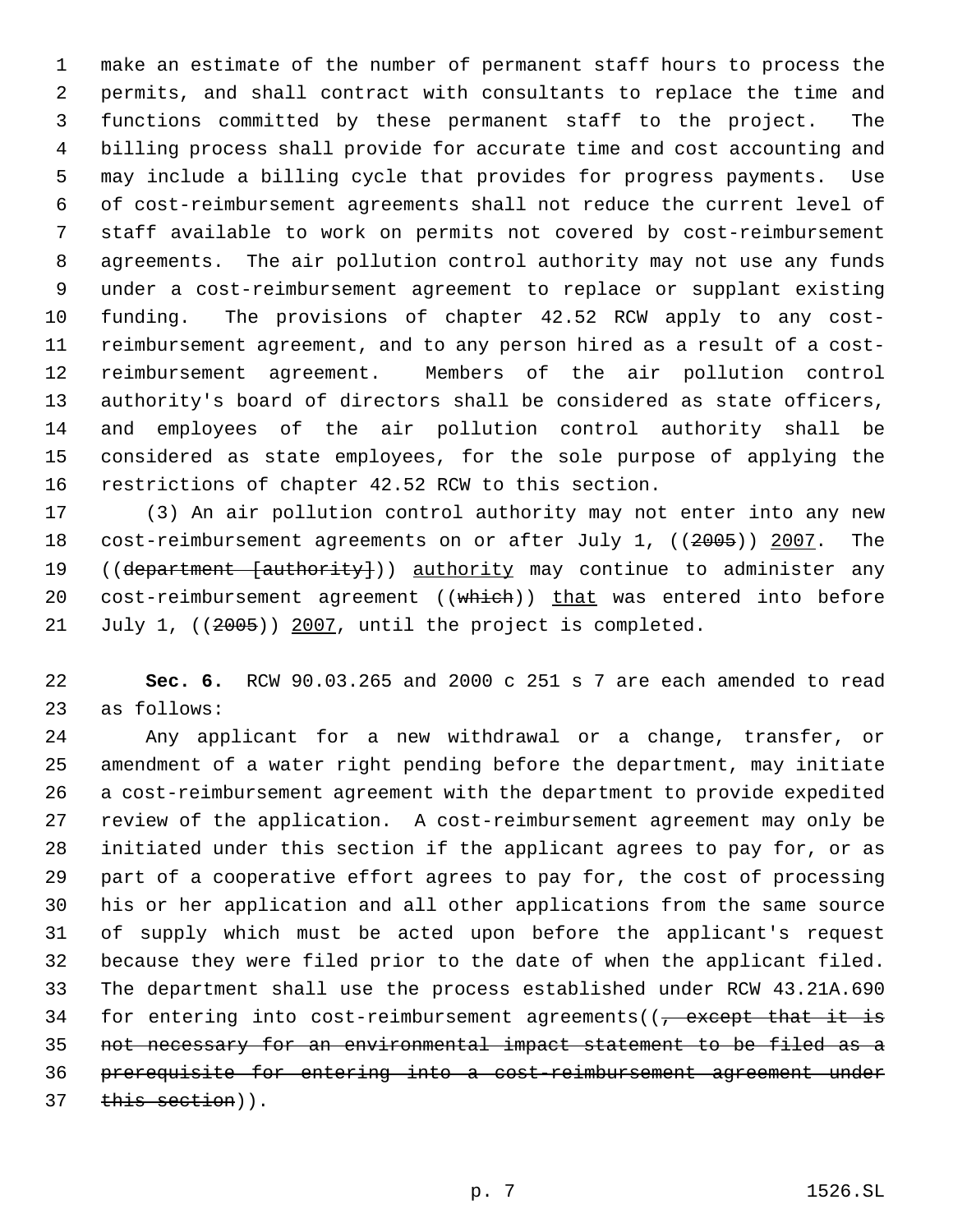make an estimate of the number of permanent staff hours to process the permits, and shall contract with consultants to replace the time and functions committed by these permanent staff to the project. The billing process shall provide for accurate time and cost accounting and may include a billing cycle that provides for progress payments. Use of cost-reimbursement agreements shall not reduce the current level of staff available to work on permits not covered by cost-reimbursement agreements. The air pollution control authority may not use any funds under a cost-reimbursement agreement to replace or supplant existing funding. The provisions of chapter 42.52 RCW apply to any cost-reimbursement agreement, and to any person hired as a result of a cost-reimbursement agreement. Members of the air pollution control authority's board of directors shall be considered as state officers, and employees of the air pollution control authority shall be considered as state employees, for the sole purpose of applying the restrictions of chapter 42.52 RCW to this section.

(3) An air pollution control authority may not enter into any new cost-reimbursement agreements on or after July 1, ((~~2005~~)) <u>2007</u>. The ((~~department [authority]~~)) <u>authority</u> may continue to administer any cost-reimbursement agreement ((~~which~~)) <u>that</u> was entered into before July 1, ((~~2005~~)) <u>2007</u>, until the project is completed.

**Sec. 6.** RCW 90.03.265 and 2000 c 251 s 7 are each amended to read as follows:

Any applicant for a new withdrawal or a change, transfer, or amendment of a water right pending before the department, may initiate a cost-reimbursement agreement with the department to provide expedited review of the application. A cost-reimbursement agreement may only be initiated under this section if the applicant agrees to pay for, or as part of a cooperative effort agrees to pay for, the cost of processing his or her application and all other applications from the same source of supply which must be acted upon before the applicant's request because they were filed prior to the date of when the applicant filed. The department shall use the process established under RCW 43.21A.690 for entering into cost-reimbursement agreements((~~, except that it is not necessary for an environmental impact statement to be filed as a prerequisite for entering into a cost-reimbursement agreement under this section~~)).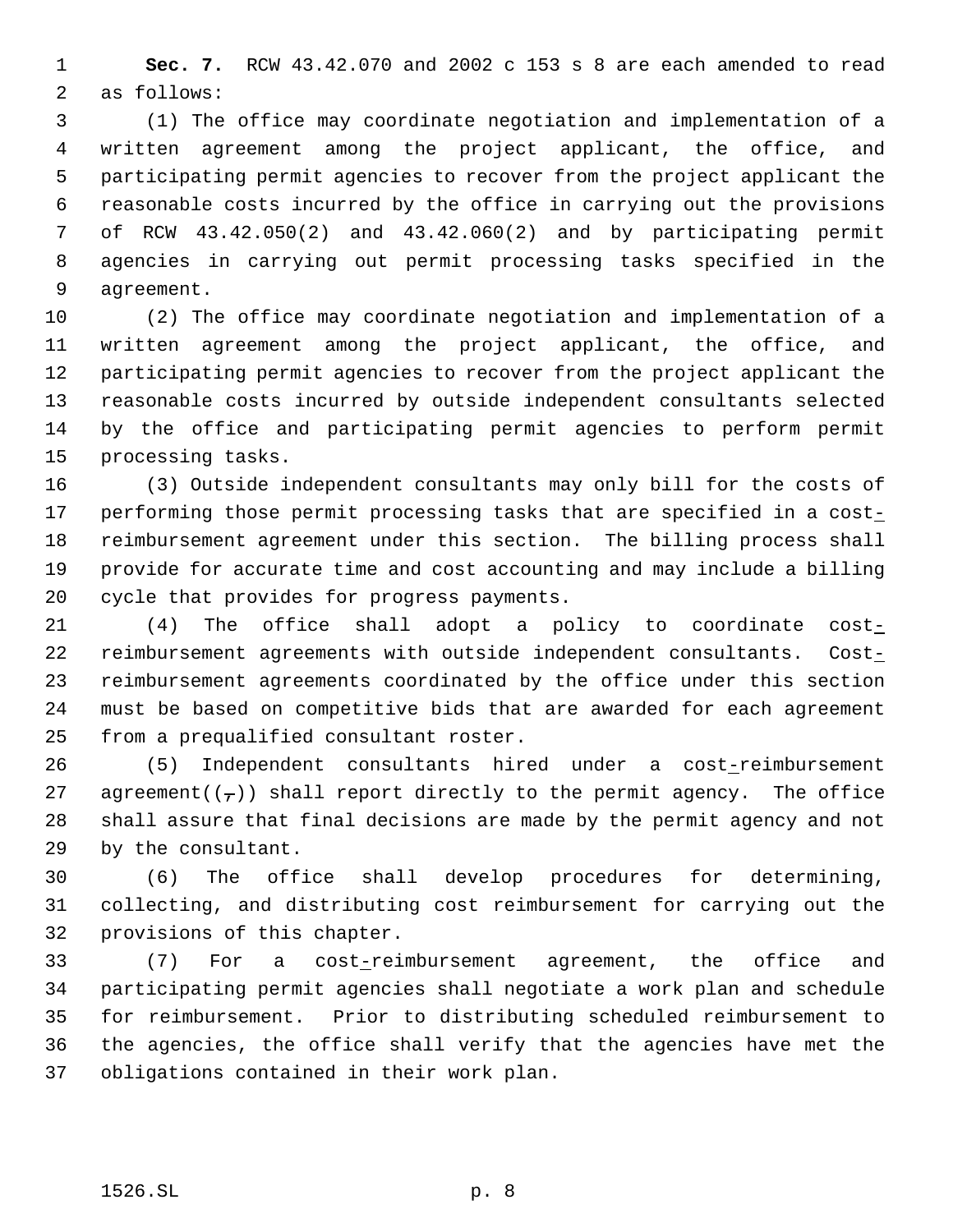**Sec. 7.** RCW 43.42.070 and 2002 c 153 s 8 are each amended to read as follows:

(1) The office may coordinate negotiation and implementation of a written agreement among the project applicant, the office, and participating permit agencies to recover from the project applicant the reasonable costs incurred by the office in carrying out the provisions of RCW 43.42.050(2) and 43.42.060(2) and by participating permit agencies in carrying out permit processing tasks specified in the agreement.

(2) The office may coordinate negotiation and implementation of a written agreement among the project applicant, the office, and participating permit agencies to recover from the project applicant the reasonable costs incurred by outside independent consultants selected by the office and participating permit agencies to perform permit processing tasks.

(3) Outside independent consultants may only bill for the costs of performing those permit processing tasks that are specified in a cost-reimbursement agreement under this section. The billing process shall provide for accurate time and cost accounting and may include a billing cycle that provides for progress payments.

(4) The office shall adopt a policy to coordinate cost-reimbursement agreements with outside independent consultants. Cost-reimbursement agreements coordinated by the office under this section must be based on competitive bids that are awarded for each agreement from a prequalified consultant roster.

(5) Independent consultants hired under a cost-reimbursement agreement((,)) shall report directly to the permit agency. The office shall assure that final decisions are made by the permit agency and not by the consultant.

(6) The office shall develop procedures for determining, collecting, and distributing cost reimbursement for carrying out the provisions of this chapter.

(7) For a cost-reimbursement agreement, the office and participating permit agencies shall negotiate a work plan and schedule for reimbursement. Prior to distributing scheduled reimbursement to the agencies, the office shall verify that the agencies have met the obligations contained in their work plan.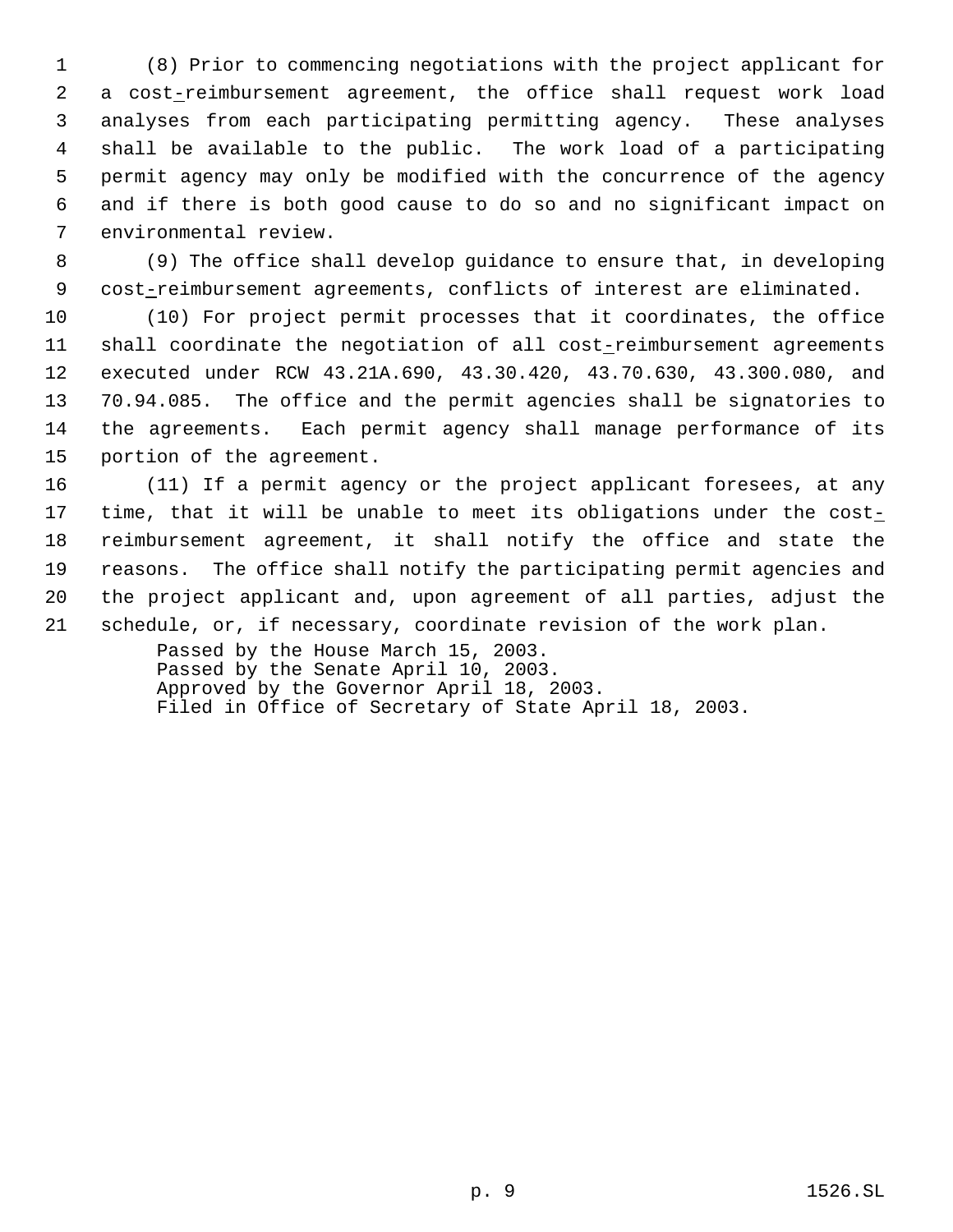(8) Prior to commencing negotiations with the project applicant for a cost-reimbursement agreement, the office shall request work load analyses from each participating permitting agency. These analyses shall be available to the public. The work load of a participating permit agency may only be modified with the concurrence of the agency and if there is both good cause to do so and no significant impact on environmental review.

(9) The office shall develop guidance to ensure that, in developing cost-reimbursement agreements, conflicts of interest are eliminated.

(10) For project permit processes that it coordinates, the office shall coordinate the negotiation of all cost-reimbursement agreements executed under RCW 43.21A.690, 43.30.420, 43.70.630, 43.300.080, and 70.94.085. The office and the permit agencies shall be signatories to the agreements. Each permit agency shall manage performance of its portion of the agreement.

(11) If a permit agency or the project applicant foresees, at any time, that it will be unable to meet its obligations under the cost-reimbursement agreement, it shall notify the office and state the reasons. The office shall notify the participating permit agencies and the project applicant and, upon agreement of all parties, adjust the schedule, or, if necessary, coordinate revision of the work plan.

Passed by the House March 15, 2003.
Passed by the Senate April 10, 2003.
Approved by the Governor April 18, 2003.
Filed in Office of Secretary of State April 18, 2003.